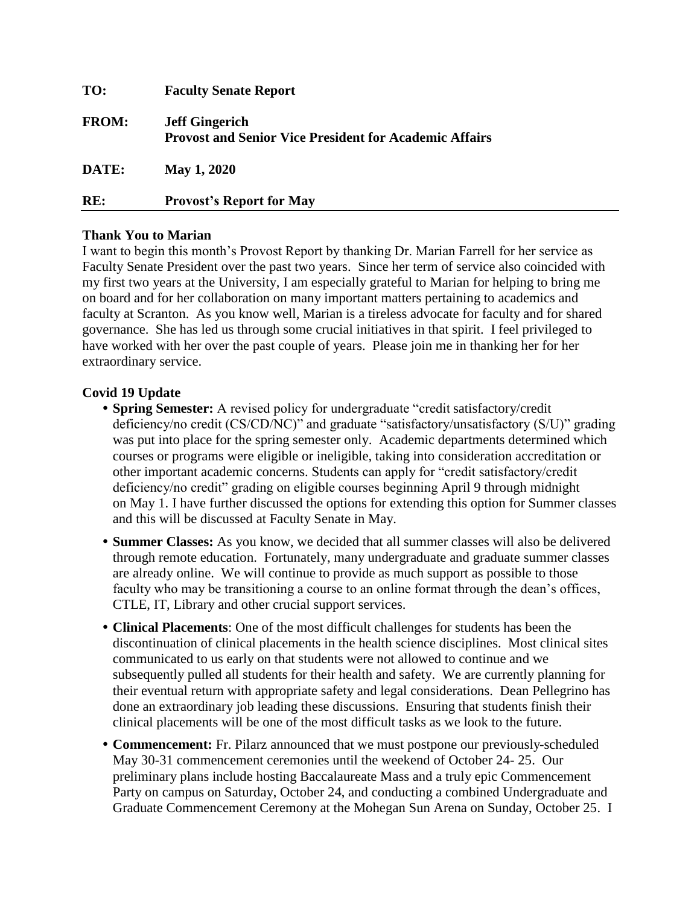**TO:** Faculty Senate Report

**FROM:** Jeff Gingerich
**Provost and Senior Vice President for Academic Affairs**

**DATE:** May 1, 2020

**RE:** Provost's Report for May

---

**Thank You to Marian**

I want to begin this month's Provost Report by thanking Dr. Marian Farrell for her service as Faculty Senate President over the past two years. Since her term of service also coincided with my first two years at the University, I am especially grateful to Marian for helping to bring me on board and for her collaboration on many important matters pertaining to academics and faculty at Scranton. As you know well, Marian is a tireless advocate for faculty and for shared governance. She has led us through some crucial initiatives in that spirit. I feel privileged to have worked with her over the past couple of years. Please join me in thanking her for her extraordinary service.

**Covid 19 Update**

- **Spring Semester:** A revised policy for undergraduate "credit satisfactory/credit deficiency/no credit (CS/CD/NC)" and graduate "satisfactory/unsatisfactory (S/U)" grading was put into place for the spring semester only. Academic departments determined which courses or programs were eligible or ineligible, taking into consideration accreditation or other important academic concerns. Students can apply for "credit satisfactory/credit deficiency/no credit" grading on eligible courses beginning April 9 through midnight on May 1. I have further discussed the options for extending this option for Summer classes and this will be discussed at Faculty Senate in May.
- **Summer Classes:** As you know, we decided that all summer classes will also be delivered through remote education. Fortunately, many undergraduate and graduate summer classes are already online. We will continue to provide as much support as possible to those faculty who may be transitioning a course to an online format through the dean's offices, CTLE, IT, Library and other crucial support services.
- **Clinical Placements**: One of the most difficult challenges for students has been the discontinuation of clinical placements in the health science disciplines. Most clinical sites communicated to us early on that students were not allowed to continue and we subsequently pulled all students for their health and safety. We are currently planning for their eventual return with appropriate safety and legal considerations. Dean Pellegrino has done an extraordinary job leading these discussions. Ensuring that students finish their clinical placements will be one of the most difficult tasks as we look to the future.
- **Commencement:** Fr. Pilarz announced that we must postpone our previously-scheduled May 30-31 commencement ceremonies until the weekend of October 24- 25. Our preliminary plans include hosting Baccalaureate Mass and a truly epic Commencement Party on campus on Saturday, October 24, and conducting a combined Undergraduate and Graduate Commencement Ceremony at the Mohegan Sun Arena on Sunday, October 25. I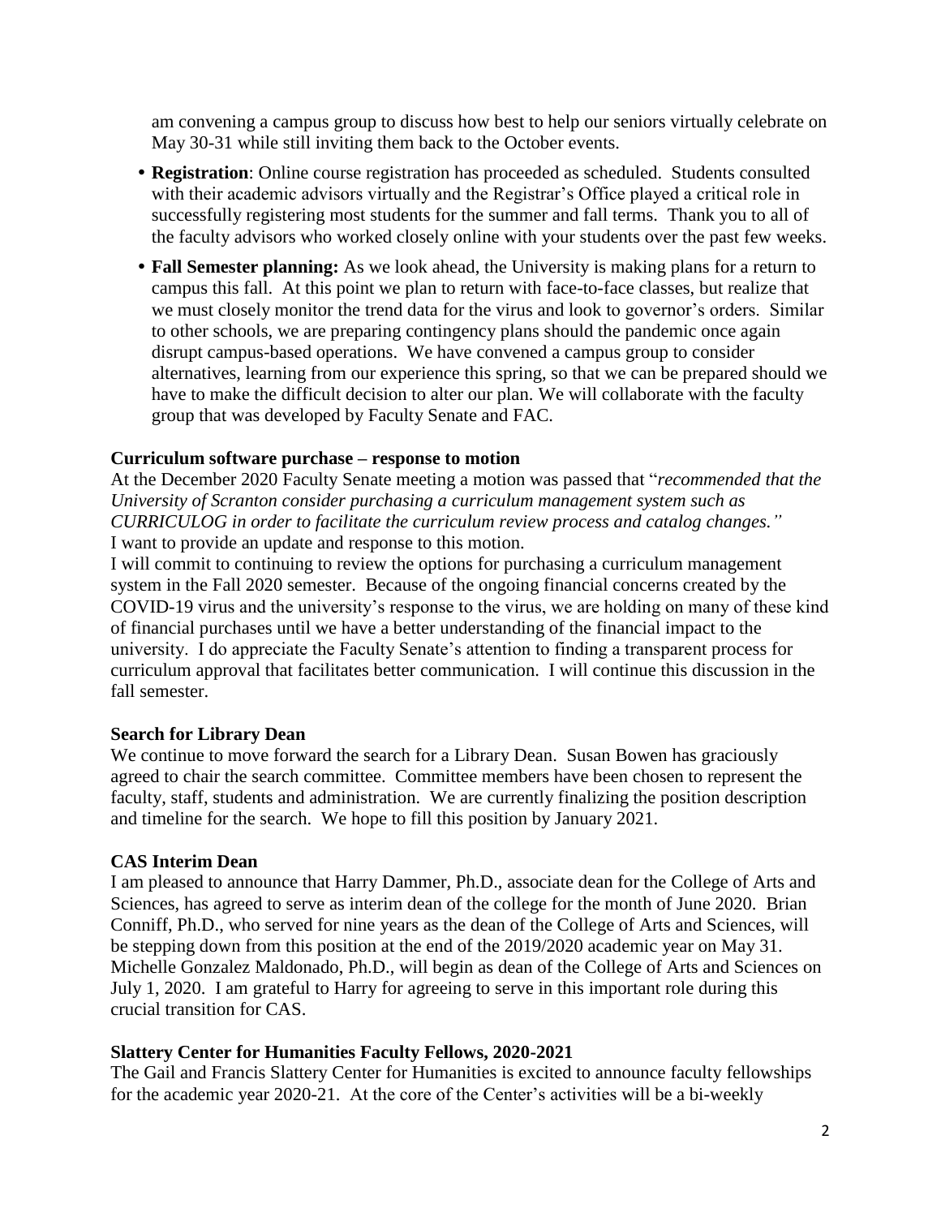am convening a campus group to discuss how best to help our seniors virtually celebrate on May 30-31 while still inviting them back to the October events.

- **Registration**: Online course registration has proceeded as scheduled. Students consulted with their academic advisors virtually and the Registrar's Office played a critical role in successfully registering most students for the summer and fall terms. Thank you to all of the faculty advisors who worked closely online with your students over the past few weeks.
- **Fall Semester planning:** As we look ahead, the University is making plans for a return to campus this fall. At this point we plan to return with face-to-face classes, but realize that we must closely monitor the trend data for the virus and look to governor's orders. Similar to other schools, we are preparing contingency plans should the pandemic once again disrupt campus-based operations. We have convened a campus group to consider alternatives, learning from our experience this spring, so that we can be prepared should we have to make the difficult decision to alter our plan. We will collaborate with the faculty group that was developed by Faculty Senate and FAC.

**Curriculum software purchase – response to motion**

At the December 2020 Faculty Senate meeting a motion was passed that "*recommended that the University of Scranton consider purchasing a curriculum management system such as CURRICULOG in order to facilitate the curriculum review process and catalog changes."*
I want to provide an update and response to this motion.

I will commit to continuing to review the options for purchasing a curriculum management system in the Fall 2020 semester. Because of the ongoing financial concerns created by the COVID-19 virus and the university's response to the virus, we are holding on many of these kind of financial purchases until we have a better understanding of the financial impact to the university. I do appreciate the Faculty Senate's attention to finding a transparent process for curriculum approval that facilitates better communication. I will continue this discussion in the fall semester.

**Search for Library Dean**

We continue to move forward the search for a Library Dean. Susan Bowen has graciously agreed to chair the search committee. Committee members have been chosen to represent the faculty, staff, students and administration. We are currently finalizing the position description and timeline for the search. We hope to fill this position by January 2021.

**CAS Interim Dean**

I am pleased to announce that Harry Dammer, Ph.D., associate dean for the College of Arts and Sciences, has agreed to serve as interim dean of the college for the month of June 2020. Brian Conniff, Ph.D., who served for nine years as the dean of the College of Arts and Sciences, will be stepping down from this position at the end of the 2019/2020 academic year on May 31. Michelle Gonzalez Maldonado, Ph.D., will begin as dean of the College of Arts and Sciences on July 1, 2020. I am grateful to Harry for agreeing to serve in this important role during this crucial transition for CAS.

**Slattery Center for Humanities Faculty Fellows, 2020-2021**

The Gail and Francis Slattery Center for Humanities is excited to announce faculty fellowships for the academic year 2020-21. At the core of the Center's activities will be a bi-weekly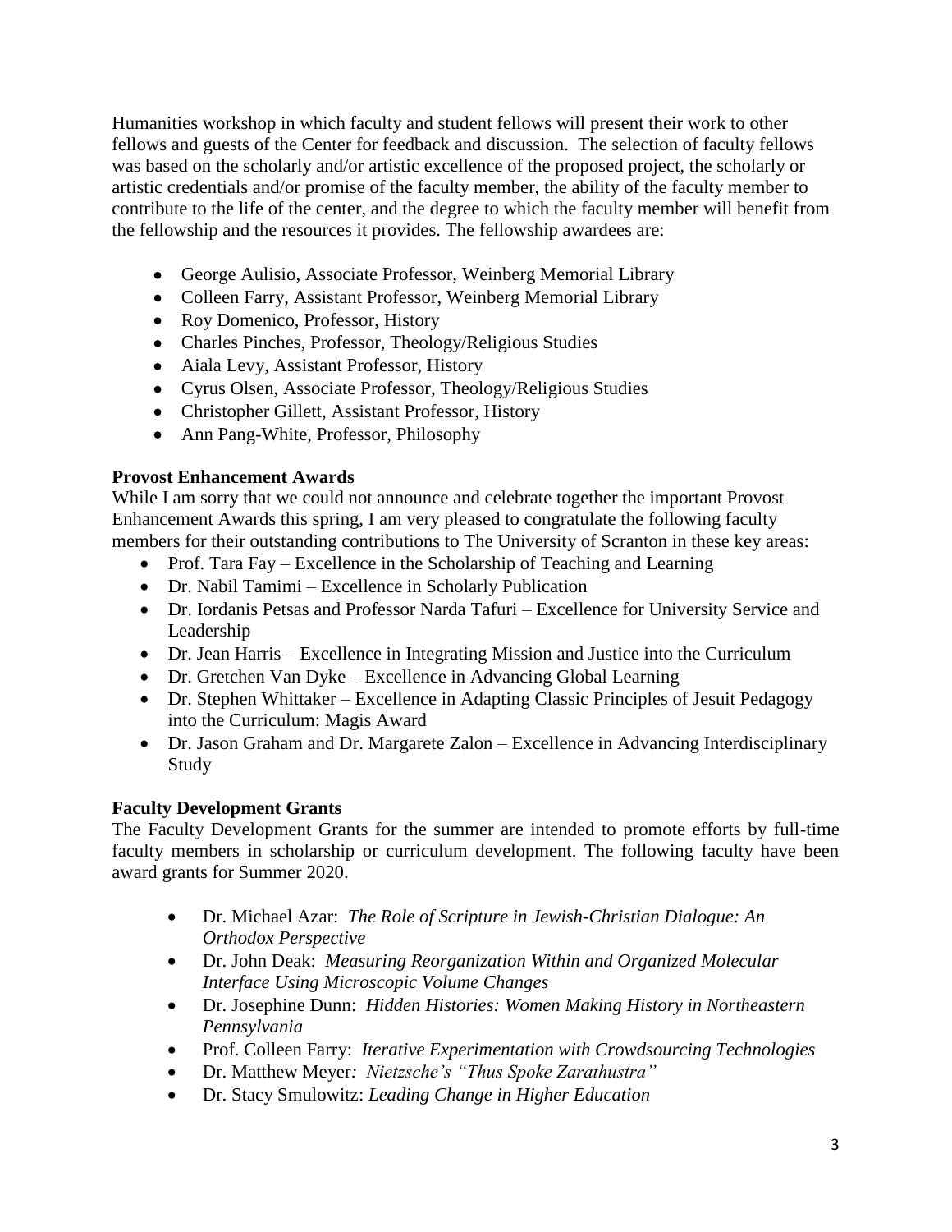Humanities workshop in which faculty and student fellows will present their work to other fellows and guests of the Center for feedback and discussion. The selection of faculty fellows was based on the scholarly and/or artistic excellence of the proposed project, the scholarly or artistic credentials and/or promise of the faculty member, the ability of the faculty member to contribute to the life of the center, and the degree to which the faculty member will benefit from the fellowship and the resources it provides. The fellowship awardees are:

- George Aulisio, Associate Professor, Weinberg Memorial Library
- Colleen Farry, Assistant Professor, Weinberg Memorial Library
- Roy Domenico, Professor, History
- Charles Pinches, Professor, Theology/Religious Studies
- Aiala Levy, Assistant Professor, History
- Cyrus Olsen, Associate Professor, Theology/Religious Studies
- Christopher Gillett, Assistant Professor, History
- Ann Pang-White, Professor, Philosophy

**Provost Enhancement Awards**

While I am sorry that we could not announce and celebrate together the important Provost Enhancement Awards this spring, I am very pleased to congratulate the following faculty members for their outstanding contributions to The University of Scranton in these key areas:

- Prof. Tara Fay – Excellence in the Scholarship of Teaching and Learning
- Dr. Nabil Tamimi – Excellence in Scholarly Publication
- Dr. Iordanis Petsas and Professor Narda Tafuri – Excellence for University Service and Leadership
- Dr. Jean Harris – Excellence in Integrating Mission and Justice into the Curriculum
- Dr. Gretchen Van Dyke – Excellence in Advancing Global Learning
- Dr. Stephen Whittaker – Excellence in Adapting Classic Principles of Jesuit Pedagogy into the Curriculum: Magis Award
- Dr. Jason Graham and Dr. Margarete Zalon – Excellence in Advancing Interdisciplinary Study

**Faculty Development Grants**

The Faculty Development Grants for the summer are intended to promote efforts by full-time faculty members in scholarship or curriculum development. The following faculty have been award grants for Summer 2020.

- Dr. Michael Azar: *The Role of Scripture in Jewish-Christian Dialogue: An Orthodox Perspective*
- Dr. John Deak: *Measuring Reorganization Within and Organized Molecular Interface Using Microscopic Volume Changes*
- Dr. Josephine Dunn: *Hidden Histories: Women Making History in Northeastern Pennsylvania*
- Prof. Colleen Farry: *Iterative Experimentation with Crowdsourcing Technologies*
- Dr. Matthew Meyer: *Nietzsche's "Thus Spoke Zarathustra"*
- Dr. Stacy Smulowitz: *Leading Change in Higher Education*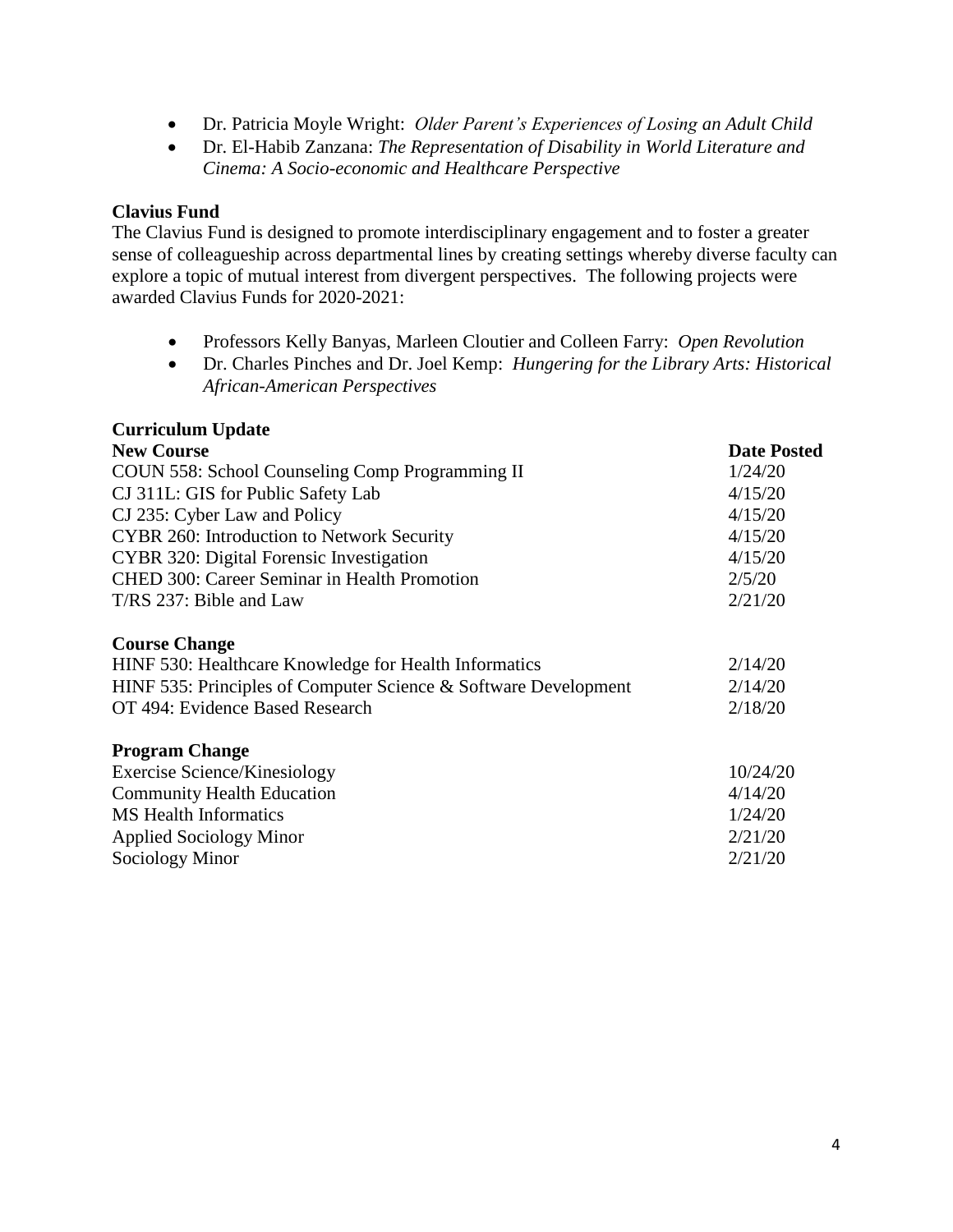- Dr. Patricia Moyle Wright: *Older Parent's Experiences of Losing an Adult Child*
- Dr. El-Habib Zanzana: *The Representation of Disability in World Literature and Cinema: A Socio-economic and Healthcare Perspective*

**Clavius Fund**

The Clavius Fund is designed to promote interdisciplinary engagement and to foster a greater sense of colleagueship across departmental lines by creating settings whereby diverse faculty can explore a topic of mutual interest from divergent perspectives. The following projects were awarded Clavius Funds for 2020-2021:

- Professors Kelly Banyas, Marleen Cloutier and Colleen Farry: *Open Revolution*
- Dr. Charles Pinches and Dr. Joel Kemp: *Hungering for the Library Arts: Historical African-American Perspectives*

**Curriculum Update**

| **New Course** | **Date Posted** |
|---|---|
| COUN 558: School Counseling Comp Programming II | 1/24/20 |
| CJ 311L: GIS for Public Safety Lab | 4/15/20 |
| CJ 235: Cyber Law and Policy | 4/15/20 |
| CYBR 260: Introduction to Network Security | 4/15/20 |
| CYBR 320: Digital Forensic Investigation | 4/15/20 |
| CHED 300: Career Seminar in Health Promotion | 2/5/20 |
| T/RS 237: Bible and Law | 2/21/20 |

**Course Change**

| | |
|---|---|
| HINF 530: Healthcare Knowledge for Health Informatics | 2/14/20 |
| HINF 535: Principles of Computer Science & Software Development | 2/14/20 |
| OT 494: Evidence Based Research | 2/18/20 |

**Program Change**

| | |
|---|---|
| Exercise Science/Kinesiology | 10/24/20 |
| Community Health Education | 4/14/20 |
| MS Health Informatics | 1/24/20 |
| Applied Sociology Minor | 2/21/20 |
| Sociology Minor | 2/21/20 |